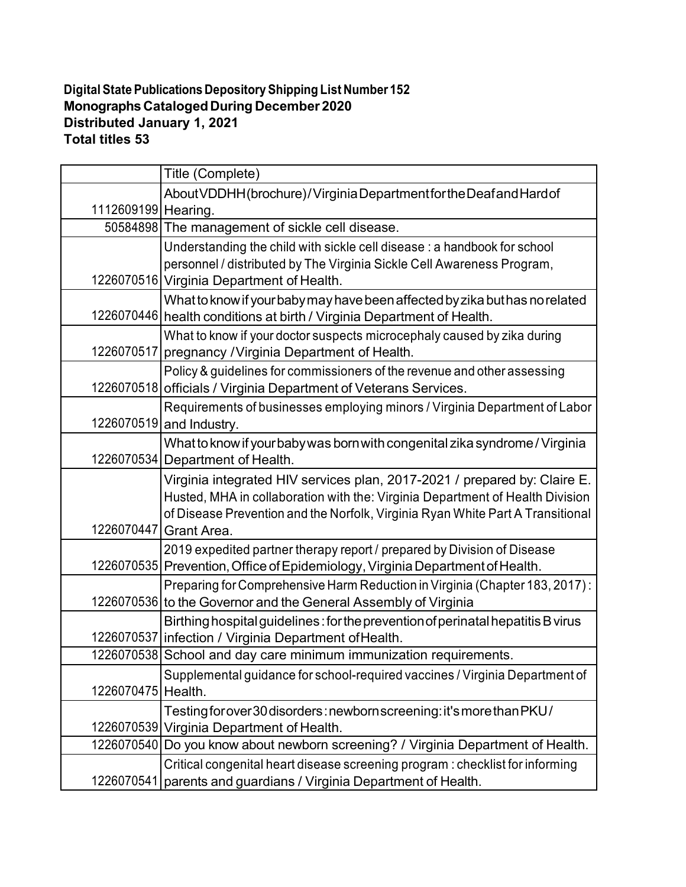**Digital State Publications Depository Shipping List Number 152**
**Monographs Cataloged During December 2020**
**Distributed January 1, 2021**
**Total titles 53**

| | Title (Complete) |
|---|---|
| 1112609199 | About VDDHH (brochure) / Virginia Department for the Deaf and Hard of Hearing. |
| 50584898 | The management of sickle cell disease. |
| 1226070516 | Understanding the child with sickle cell disease : a handbook for school personnel / distributed by The Virginia Sickle Cell Awareness Program, Virginia Department of Health. |
| 1226070446 | What to know if your baby may have been affected by zika but has no related health conditions at birth / Virginia Department of Health. |
| 1226070517 | What to know if your doctor suspects microcephaly caused by zika during pregnancy / Virginia Department of Health. |
| 1226070518 | Policy & guidelines for commissioners of the revenue and other assessing officials / Virginia Department of Veterans Services. |
| 1226070519 | Requirements of businesses employing minors / Virginia Department of Labor and Industry. |
| 1226070534 | What to know if your baby was born with congenital zika syndrome / Virginia Department of Health. |
| 1226070447 | Virginia integrated HIV services plan, 2017-2021 / prepared by: Claire E. Husted, MHA in collaboration with the: Virginia Department of Health Division of Disease Prevention and the Norfolk, Virginia Ryan White Part A Transitional Grant Area. |
| 1226070535 | 2019 expedited partner therapy report / prepared by Division of Disease Prevention, Office of Epidemiology, Virginia Department of Health. |
| 1226070536 | Preparing for Comprehensive Harm Reduction in Virginia (Chapter 183, 2017) : to the Governor and the General Assembly of Virginia |
| 1226070537 | Birthing hospital guidelines : for the prevention of perinatal hepatitis B virus infection / Virginia Department of Health. |
| 1226070538 | School and day care minimum immunization requirements. |
| 1226070475 | Supplemental guidance for school-required vaccines / Virginia Department of Health. |
| 1226070539 | Testing for over 30 disorders : newborn screening: it's more than PKU / Virginia Department of Health. |
| 1226070540 | Do you know about newborn screening? / Virginia Department of Health. |
| 1226070541 | Critical congenital heart disease screening program : checklist for informing parents and guardians / Virginia Department of Health. |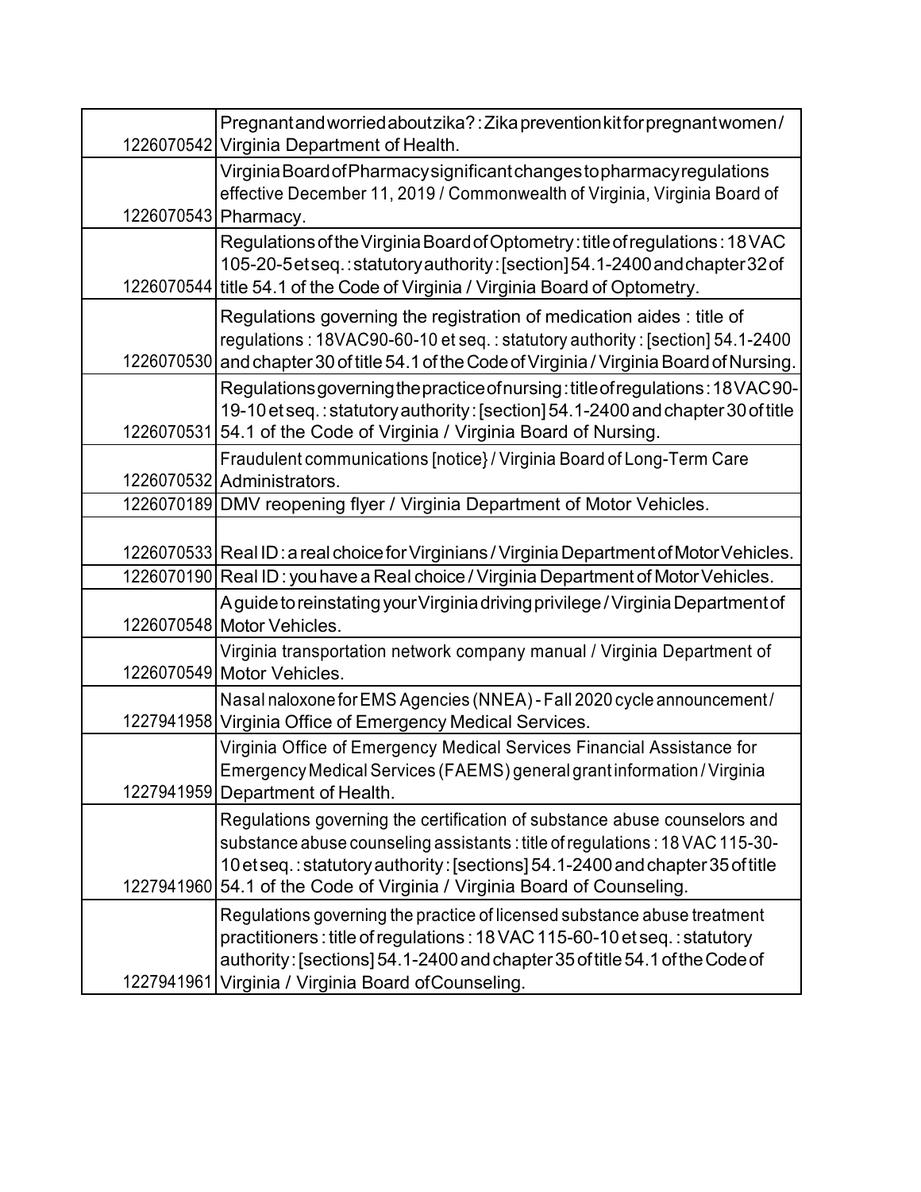| | |
|---|---|
| 1226070542 | Pregnant and worried about zika? : Zika prevention kit for pregnant women / Virginia Department of Health. |
| 1226070543 | Virginia Board of Pharmacy significant changes to pharmacy regulations effective December 11, 2019 / Commonwealth of Virginia, Virginia Board of Pharmacy. |
| 1226070544 | Regulations of the Virginia Board of Optometry : title of regulations : 18 VAC 105-20-5 et seq. : statutory authority : [section] 54.1-2400 and chapter 32 of title 54.1 of the Code of Virginia / Virginia Board of Optometry. |
| 1226070530 | Regulations governing the registration of medication aides : title of regulations : 18VAC90-60-10 et seq. : statutory authority : [section] 54.1-2400 and chapter 30 of title 54.1 of the Code of Virginia / Virginia Board of Nursing. |
| 1226070531 | Regulations governing the practice of nursing : title of regulations : 18 VAC 90-19-10 et seq. : statutory authority : [section] 54.1-2400 and chapter 30 of title 54.1 of the Code of Virginia / Virginia Board of Nursing. |
| 1226070532 | Fraudulent communications [notice} / Virginia Board of Long-Term Care Administrators. |
| 1226070189 | DMV reopening flyer / Virginia Department of Motor Vehicles. |
| 1226070533 | Real ID : a real choice for Virginians / Virginia Department of Motor Vehicles. |
| 1226070190 | Real ID : you have a Real choice / Virginia Department of Motor Vehicles. |
| 1226070548 | A guide to reinstating your Virginia driving privilege / Virginia Department of Motor Vehicles. |
| 1226070549 | Virginia transportation network company manual / Virginia Department of Motor Vehicles. |
| 1227941958 | Nasal naloxone for EMS Agencies (NNEA) - Fall 2020 cycle announcement / Virginia Office of Emergency Medical Services. |
| 1227941959 | Virginia Office of Emergency Medical Services Financial Assistance for Emergency Medical Services (FAEMS) general grant information / Virginia Department of Health. |
| 1227941960 | Regulations governing the certification of substance abuse counselors and substance abuse counseling assistants : title of regulations : 18 VAC 115-30-10 et seq. : statutory authority : [sections] 54.1-2400 and chapter 35 of title 54.1 of the Code of Virginia / Virginia Board of Counseling. |
| 1227941961 | Regulations governing the practice of licensed substance abuse treatment practitioners : title of regulations : 18 VAC 115-60-10 et seq. : statutory authority : [sections] 54.1-2400 and chapter 35 of title 54.1 of the Code of Virginia / Virginia Board of Counseling. |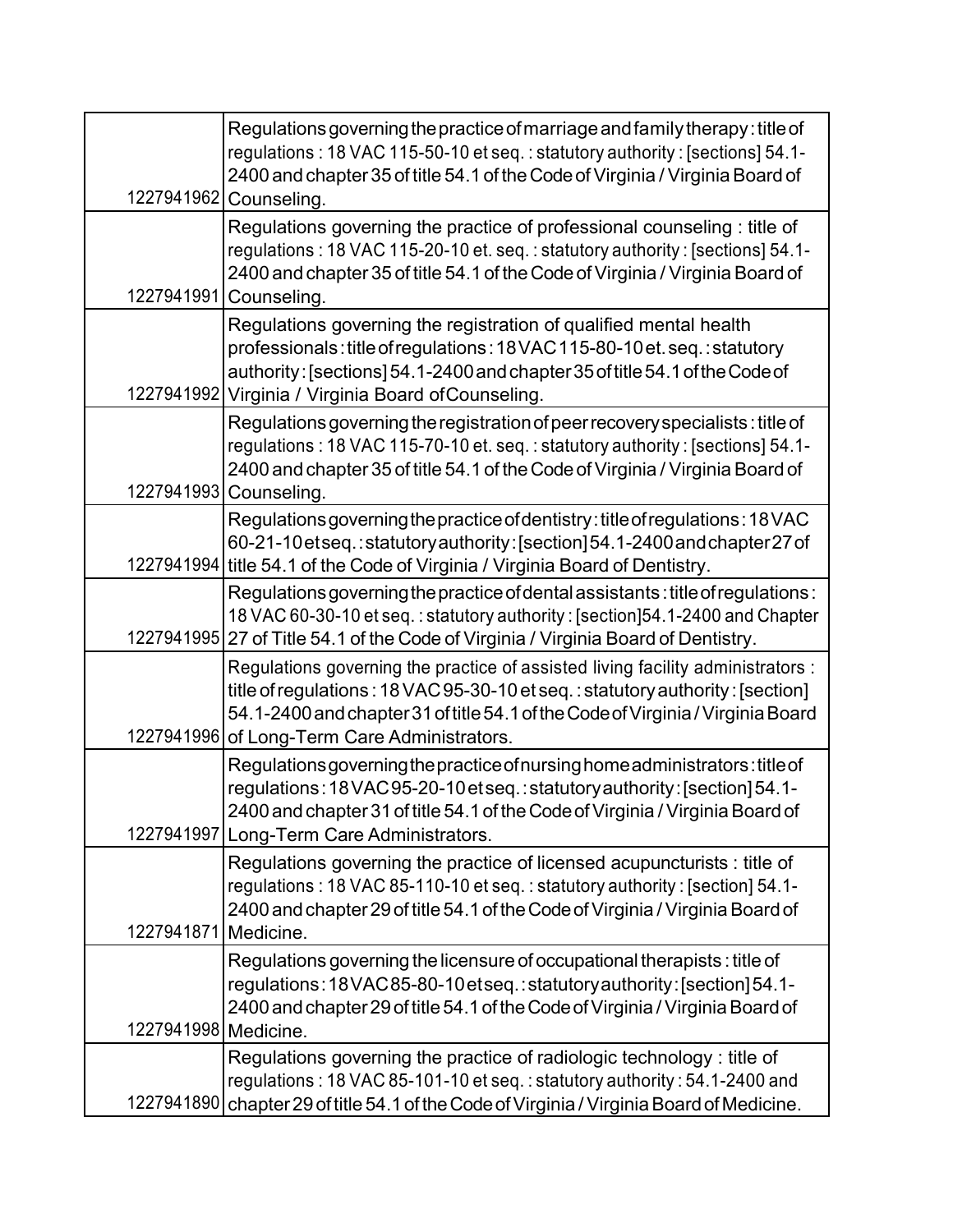| | |
|---|---|
| 1227941962 | Regulations governing the practice of marriage and family therapy : title of regulations : 18 VAC 115-50-10 et seq. : statutory authority : [sections] 54.1-2400 and chapter 35 of title 54.1 of the Code of Virginia / Virginia Board of Counseling. |
| 1227941991 | Regulations governing the practice of professional counseling : title of regulations : 18 VAC 115-20-10 et. seq. : statutory authority : [sections] 54.1-2400 and chapter 35 of title 54.1 of the Code of Virginia / Virginia Board of Counseling. |
| 1227941992 | Regulations governing the registration of qualified mental health professionals : title of regulations : 18 VAC 115-80-10 et. seq. : statutory authority : [sections] 54.1-2400 and chapter 35 of title 54.1 of the Code of Virginia / Virginia Board of Counseling. |
| 1227941993 | Regulations governing the registration of peer recovery specialists : title of regulations : 18 VAC 115-70-10 et. seq. : statutory authority : [sections] 54.1-2400 and chapter 35 of title 54.1 of the Code of Virginia / Virginia Board of Counseling. |
| 1227941994 | Regulations governing the practice of dentistry : title of regulations : 18 VAC 60-21-10 et seq. : statutory authority : [section] 54.1-2400 and chapter 27 of title 54.1 of the Code of Virginia / Virginia Board of Dentistry. |
| 1227941995 | Regulations governing the practice of dental assistants : title of regulations : 18 VAC 60-30-10 et seq. : statutory authority : [section]54.1-2400 and Chapter 27 of Title 54.1 of the Code of Virginia / Virginia Board of Dentistry. |
| 1227941996 | Regulations governing the practice of assisted living facility administrators : title of regulations : 18 VAC 95-30-10 et seq. : statutory authority : [section] 54.1-2400 and chapter 31 of title 54.1 of the Code of Virginia / Virginia Board of Long-Term Care Administrators. |
| 1227941997 | Regulations governing the practice of nursing home administrators : title of regulations : 18 VAC 95-20-10 et seq. : statutory authority : [section] 54.1-2400 and chapter 31 of title 54.1 of the Code of Virginia / Virginia Board of Long-Term Care Administrators. |
| 1227941871 | Regulations governing the practice of licensed acupuncturists : title of regulations : 18 VAC 85-110-10 et seq. : statutory authority : [section] 54.1-2400 and chapter 29 of title 54.1 of the Code of Virginia / Virginia Board of Medicine. |
| 1227941998 | Regulations governing the licensure of occupational therapists : title of regulations : 18 VAC 85-80-10 et seq. : statutory authority : [section] 54.1-2400 and chapter 29 of title 54.1 of the Code of Virginia / Virginia Board of Medicine. |
| 1227941890 | Regulations governing the practice of radiologic technology : title of regulations : 18 VAC 85-101-10 et seq. : statutory authority : 54.1-2400 and chapter 29 of title 54.1 of the Code of Virginia / Virginia Board of Medicine. |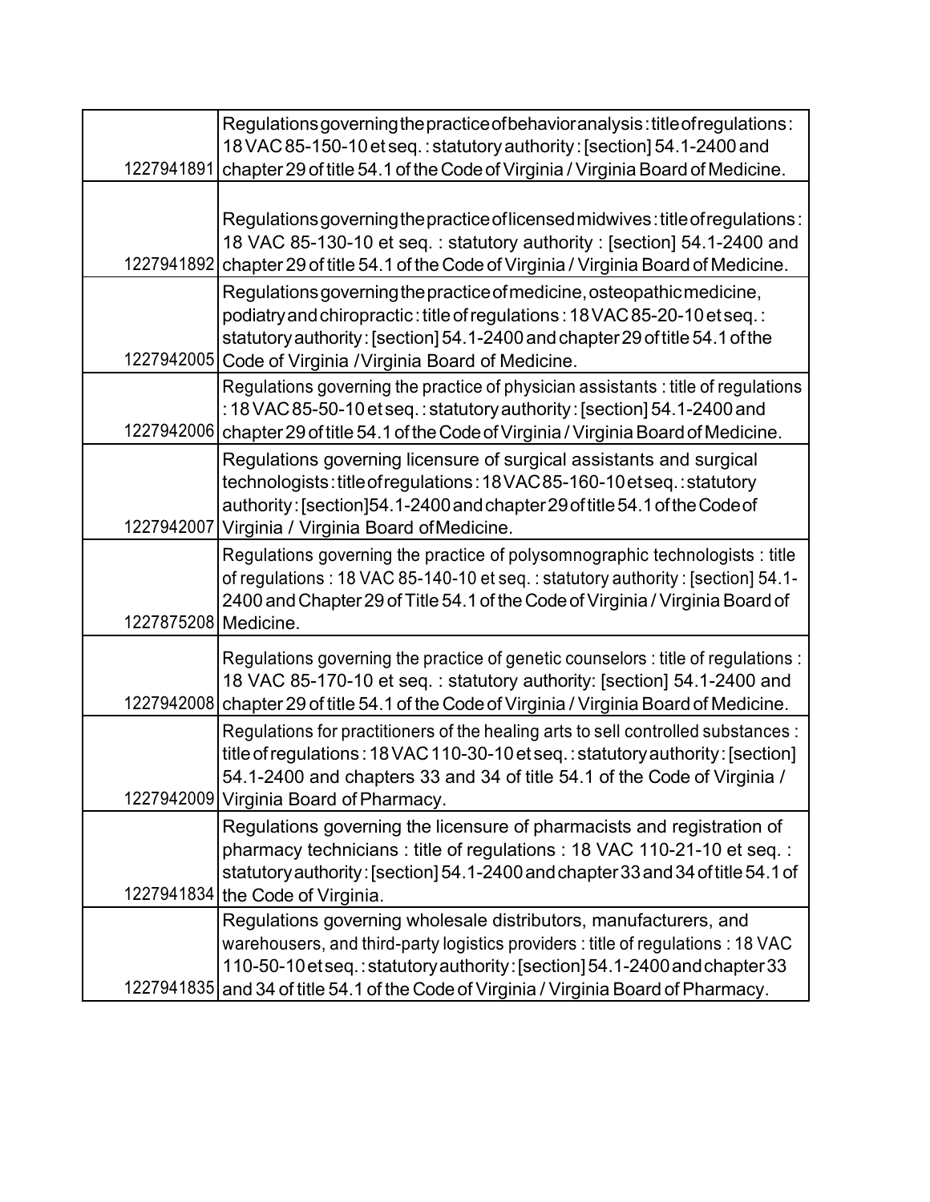| | |
|---|---|
| 1227941891 | Regulations governing the practice of behavior analysis : title of regulations : 18 VAC 85-150-10 et seq. : statutory authority : [section] 54.1-2400 and chapter 29 of title 54.1 of the Code of Virginia / Virginia Board of Medicine. |
| 1227941892 | Regulations governing the practice of licensed midwives : title of regulations : 18 VAC 85-130-10 et seq. : statutory authority : [section] 54.1-2400 and chapter 29 of title 54.1 of the Code of Virginia / Virginia Board of Medicine. |
| 1227942005 | Regulations governing the practice of medicine, osteopathic medicine, podiatry and chiropractic : title of regulations : 18 VAC 85-20-10 et seq. : statutory authority : [section] 54.1-2400 and chapter 29 of title 54.1 of the Code of Virginia / Virginia Board of Medicine. |
| 1227942006 | Regulations governing the practice of physician assistants : title of regulations : 18 VAC 85-50-10 et seq. : statutory authority : [section] 54.1-2400 and chapter 29 of title 54.1 of the Code of Virginia / Virginia Board of Medicine. |
| 1227942007 | Regulations governing licensure of surgical assistants and surgical technologists : title of regulations : 18 VAC 85-160-10 et seq. : statutory authority : [section] 54.1-2400 and chapter 29 of title 54.1 of the Code of Virginia / Virginia Board of Medicine. |
| 1227875208 | Regulations governing the practice of polysomnographic technologists : title of regulations : 18 VAC 85-140-10 et seq. : statutory authority : [section] 54.1-2400 and Chapter 29 of Title 54.1 of the Code of Virginia / Virginia Board of Medicine. |
| 1227942008 | Regulations governing the practice of genetic counselors : title of regulations : 18 VAC 85-170-10 et seq. : statutory authority: [section] 54.1-2400 and chapter 29 of title 54.1 of the Code of Virginia / Virginia Board of Medicine. |
| 1227942009 | Regulations for practitioners of the healing arts to sell controlled substances : title of regulations : 18 VAC 110-30-10 et seq. : statutory authority : [section] 54.1-2400 and chapters 33 and 34 of title 54.1 of the Code of Virginia / Virginia Board of Pharmacy. |
| 1227941834 | Regulations governing the licensure of pharmacists and registration of pharmacy technicians : title of regulations : 18 VAC 110-21-10 et seq. : statutory authority : [section] 54.1-2400 and chapter 33 and 34 of title 54.1 of the Code of Virginia. |
| 1227941835 | Regulations governing wholesale distributors, manufacturers, and warehousers, and third-party logistics providers : title of regulations : 18 VAC 110-50-10 et seq. : statutory authority : [section] 54.1-2400 and chapter 33 and 34 of title 54.1 of the Code of Virginia / Virginia Board of Pharmacy. |